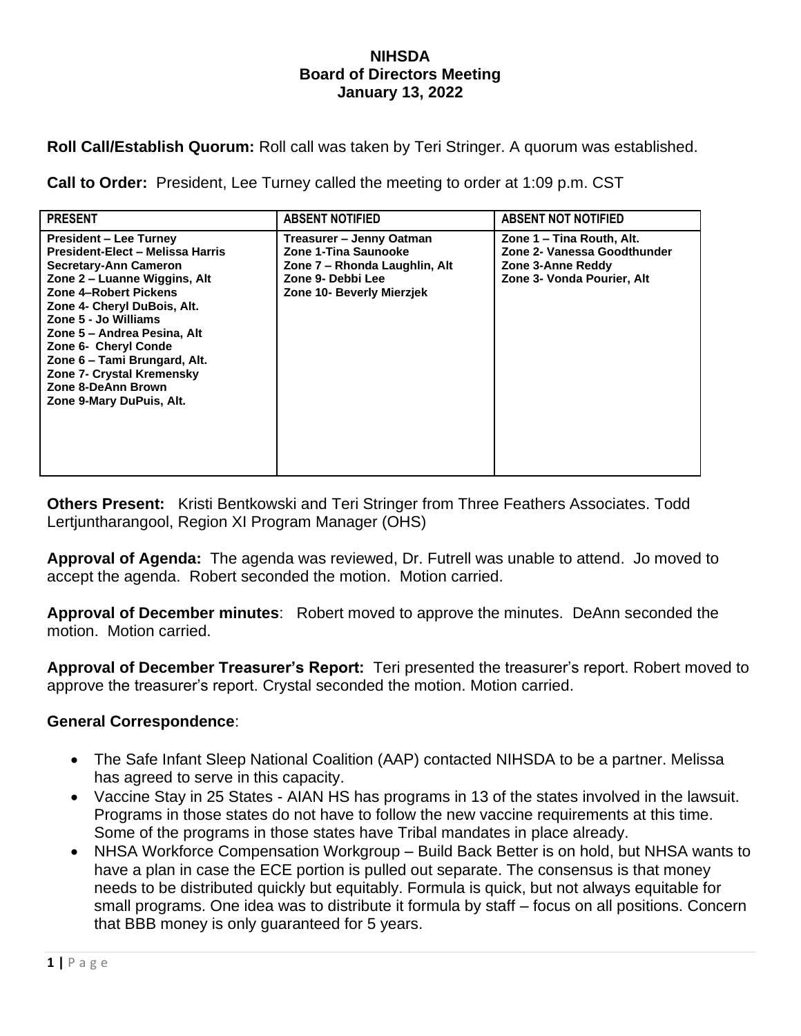**NIHSDA**
**Board of Directors Meeting**
**January 13, 2022**

**Roll Call/Establish Quorum:** Roll call was taken by Teri Stringer. A quorum was established.

**Call to Order:** President, Lee Turney called the meeting to order at 1:09 p.m. CST

| PRESENT | ABSENT NOTIFIED | ABSENT NOT NOTIFIED |
|---|---|---|
| President – Lee Turney<br>President-Elect – Melissa Harris<br>Secretary-Ann Cameron<br>Zone 2 – Luanne Wiggins, Alt<br>Zone 4–Robert Pickens<br>Zone 4- Cheryl DuBois, Alt.<br>Zone 5 - Jo Williams<br>Zone 5 – Andrea Pesina, Alt<br>Zone 6- Cheryl Conde<br>Zone 6 – Tami Brungard, Alt.<br>Zone 7- Crystal Kremensky<br>Zone 8-DeAnn Brown<br>Zone 9-Mary DuPuis, Alt. | Treasurer – Jenny Oatman<br>Zone 1-Tina Saunooke<br>Zone 7 – Rhonda Laughlin, Alt<br>Zone 9- Debbi Lee<br>Zone 10- Beverly Mierzjek | Zone 1 – Tina Routh, Alt.<br>Zone 2- Vanessa Goodthunder<br>Zone 3-Anne Reddy<br>Zone 3- Vonda Pourier, Alt |

**Others Present:** Kristi Bentkowski and Teri Stringer from Three Feathers Associates. Todd Lertjuntharangool, Region XI Program Manager (OHS)

**Approval of Agenda:** The agenda was reviewed, Dr. Futrell was unable to attend. Jo moved to accept the agenda. Robert seconded the motion. Motion carried.

**Approval of December minutes**: Robert moved to approve the minutes. DeAnn seconded the motion. Motion carried.

**Approval of December Treasurer's Report:** Teri presented the treasurer's report. Robert moved to approve the treasurer's report. Crystal seconded the motion. Motion carried.

**General Correspondence**:

- The Safe Infant Sleep National Coalition (AAP) contacted NIHSDA to be a partner. Melissa has agreed to serve in this capacity.
- Vaccine Stay in 25 States - AIAN HS has programs in 13 of the states involved in the lawsuit. Programs in those states do not have to follow the new vaccine requirements at this time. Some of the programs in those states have Tribal mandates in place already.
- NHSA Workforce Compensation Workgroup – Build Back Better is on hold, but NHSA wants to have a plan in case the ECE portion is pulled out separate. The consensus is that money needs to be distributed quickly but equitably. Formula is quick, but not always equitable for small programs. One idea was to distribute it formula by staff – focus on all positions. Concern that BBB money is only guaranteed for 5 years.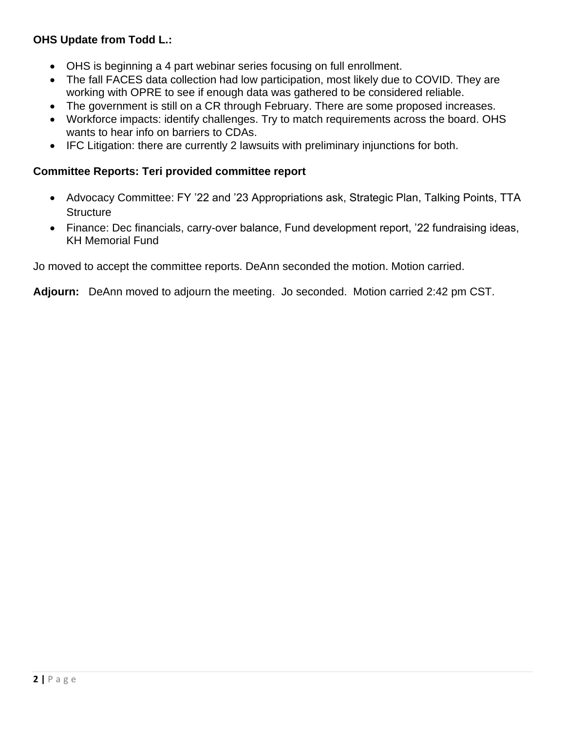**OHS Update from Todd L.:**

- OHS is beginning a 4 part webinar series focusing on full enrollment.
- The fall FACES data collection had low participation, most likely due to COVID. They are working with OPRE to see if enough data was gathered to be considered reliable.
- The government is still on a CR through February. There are some proposed increases.
- Workforce impacts: identify challenges. Try to match requirements across the board. OHS wants to hear info on barriers to CDAs.
- IFC Litigation: there are currently 2 lawsuits with preliminary injunctions for both.

**Committee Reports: Teri provided committee report**

- Advocacy Committee: FY ’22 and ’23 Appropriations ask, Strategic Plan, Talking Points, TTA Structure
- Finance: Dec financials, carry-over balance, Fund development report, ’22 fundraising ideas, KH Memorial Fund

Jo moved to accept the committee reports. DeAnn seconded the motion. Motion carried.

**Adjourn:** DeAnn moved to adjourn the meeting. Jo seconded. Motion carried 2:42 pm CST.